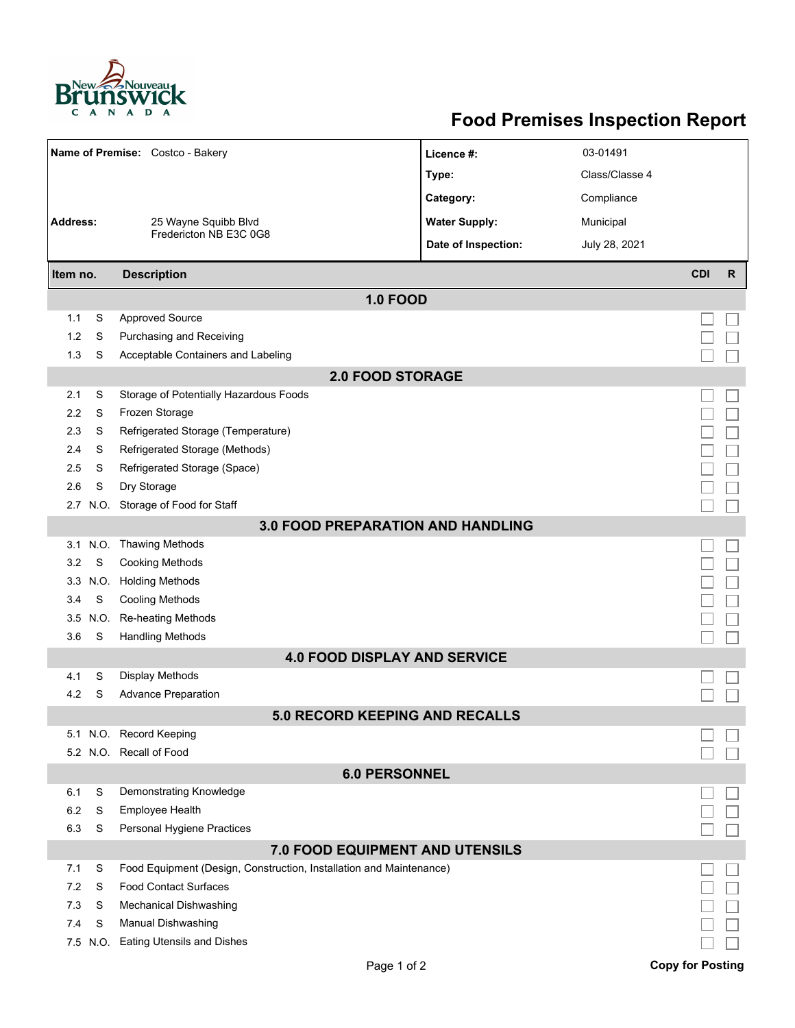# Food Premises Inspection Report

| | | | |
|---|---|---|---|
| **Name of Premise:** | Costco - Bakery | **Licence #:** | 03-01491 |
| | | **Type:** | Class/Classe 4 |
| | | **Category:** | Compliance |
| **Address:** | 25 Wayne Squibb Blvd<br>Fredericton NB E3C 0G8 | **Water Supply:** | Municipal |
| | | **Date of Inspection:** | July 28, 2021 |

| Item no. | | Description | CDI | R |
|---|---|---|---|---|
| **1.0 FOOD** | | | | |
| 1.1 | S | Approved Source | ☐ | ☐ |
| 1.2 | S | Purchasing and Receiving | ☐ | ☐ |
| 1.3 | S | Acceptable Containers and Labeling | ☐ | ☐ |
| **2.0 FOOD STORAGE** | | | | |
| 2.1 | S | Storage of Potentially Hazardous Foods | ☐ | ☐ |
| 2.2 | S | Frozen Storage | ☐ | ☐ |
| 2.3 | S | Refrigerated Storage (Temperature) | ☐ | ☐ |
| 2.4 | S | Refrigerated Storage (Methods) | ☐ | ☐ |
| 2.5 | S | Refrigerated Storage (Space) | ☐ | ☐ |
| 2.6 | S | Dry Storage | ☐ | ☐ |
| 2.7 | N.O. | Storage of Food for Staff | ☐ | ☐ |
| **3.0 FOOD PREPARATION AND HANDLING** | | | | |
| 3.1 | N.O. | Thawing Methods | ☐ | ☐ |
| 3.2 | S | Cooking Methods | ☐ | ☐ |
| 3.3 | N.O. | Holding Methods | ☐ | ☐ |
| 3.4 | S | Cooling Methods | ☐ | ☐ |
| 3.5 | N.O. | Re-heating Methods | ☐ | ☐ |
| 3.6 | S | Handling Methods | ☐ | ☐ |
| **4.0 FOOD DISPLAY AND SERVICE** | | | | |
| 4.1 | S | Display Methods | ☐ | ☐ |
| 4.2 | S | Advance Preparation | ☐ | ☐ |
| **5.0 RECORD KEEPING AND RECALLS** | | | | |
| 5.1 | N.O. | Record Keeping | ☐ | ☐ |
| 5.2 | N.O. | Recall of Food | ☐ | ☐ |
| **6.0 PERSONNEL** | | | | |
| 6.1 | S | Demonstrating Knowledge | ☐ | ☐ |
| 6.2 | S | Employee Health | ☐ | ☐ |
| 6.3 | S | Personal Hygiene Practices | ☐ | ☐ |
| **7.0 FOOD EQUIPMENT AND UTENSILS** | | | | |
| 7.1 | S | Food Equipment (Design, Construction, Installation and Maintenance) | ☐ | ☐ |
| 7.2 | S | Food Contact Surfaces | ☐ | ☐ |
| 7.3 | S | Mechanical Dishwashing | ☐ | ☐ |
| 7.4 | S | Manual Dishwashing | ☐ | ☐ |
| 7.5 | N.O. | Eating Utensils and Dishes | ☐ | ☐ |

**Copy for Posting**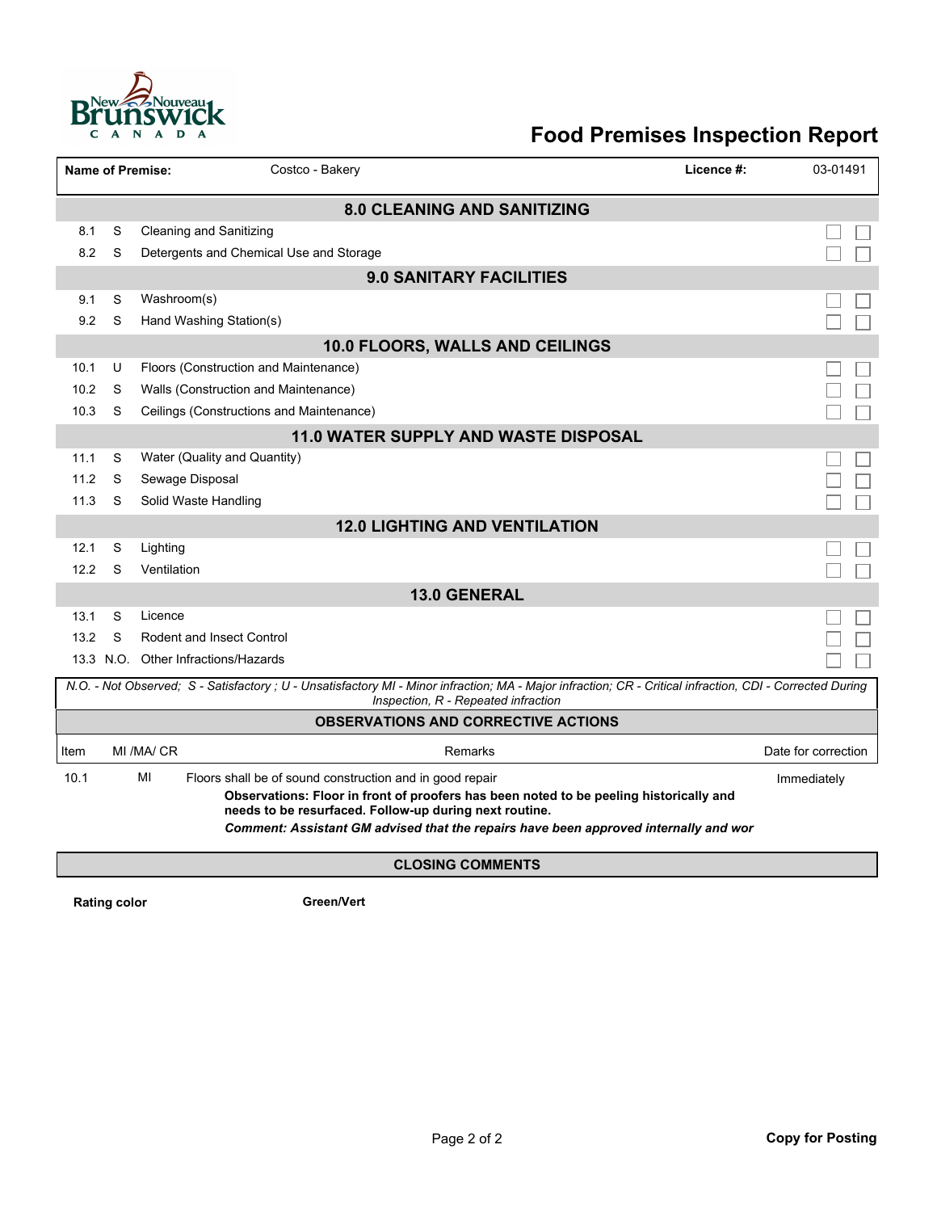# Food Premises Inspection Report

| Name of Premise: | Costco - Bakery | Licence #: | 03-01491 |
|---|---|---|---|

## 8.0 CLEANING AND SANITIZING

| | | | | |
|---|---|---|---|---|
| 8.1 | S | Cleaning and Sanitizing | ☐ | ☐ |
| 8.2 | S | Detergents and Chemical Use and Storage | ☐ | ☐ |

## 9.0 SANITARY FACILITIES

| | | | | |
|---|---|---|---|---|
| 9.1 | S | Washroom(s) | ☐ | ☐ |
| 9.2 | S | Hand Washing Station(s) | ☐ | ☐ |

## 10.0 FLOORS, WALLS AND CEILINGS

| | | | | |
|---|---|---|---|---|
| 10.1 | U | Floors (Construction and Maintenance) | ☐ | ☐ |
| 10.2 | S | Walls (Construction and Maintenance) | ☐ | ☐ |
| 10.3 | S | Ceilings (Constructions and Maintenance) | ☐ | ☐ |

## 11.0 WATER SUPPLY AND WASTE DISPOSAL

| | | | | |
|---|---|---|---|---|
| 11.1 | S | Water (Quality and Quantity) | ☐ | ☐ |
| 11.2 | S | Sewage Disposal | ☐ | ☐ |
| 11.3 | S | Solid Waste Handling | ☐ | ☐ |

## 12.0 LIGHTING AND VENTILATION

| | | | | |
|---|---|---|---|---|
| 12.1 | S | Lighting | ☐ | ☐ |
| 12.2 | S | Ventilation | ☐ | ☐ |

## 13.0 GENERAL

| | | | | |
|---|---|---|---|---|
| 13.1 | S | Licence | ☐ | ☐ |
| 13.2 | S | Rodent and Insect Control | ☐ | ☐ |
| 13.3 | N.O. | Other Infractions/Hazards | ☐ | ☐ |

*N.O. - Not Observed; S - Satisfactory ; U - Unsatisfactory MI - Minor infraction; MA - Major infraction; CR - Critical infraction, CDI - Corrected During Inspection, R - Repeated infraction*

## OBSERVATIONS AND CORRECTIVE ACTIONS

| Item | MI /MA/ CR | Remarks | Date for correction |
|---|---|---|---|
| 10.1 | MI | Floors shall be of sound construction and in good repair<br>**Observations: Floor in front of proofers has been noted to be peeling historically and needs to be resurfaced. Follow-up during next routine.**<br>***Comment: Assistant GM advised that the repairs have been approved internally and wor*** | Immediately |

## CLOSING COMMENTS

**Rating color** **Green/Vert**

**Copy for Posting**